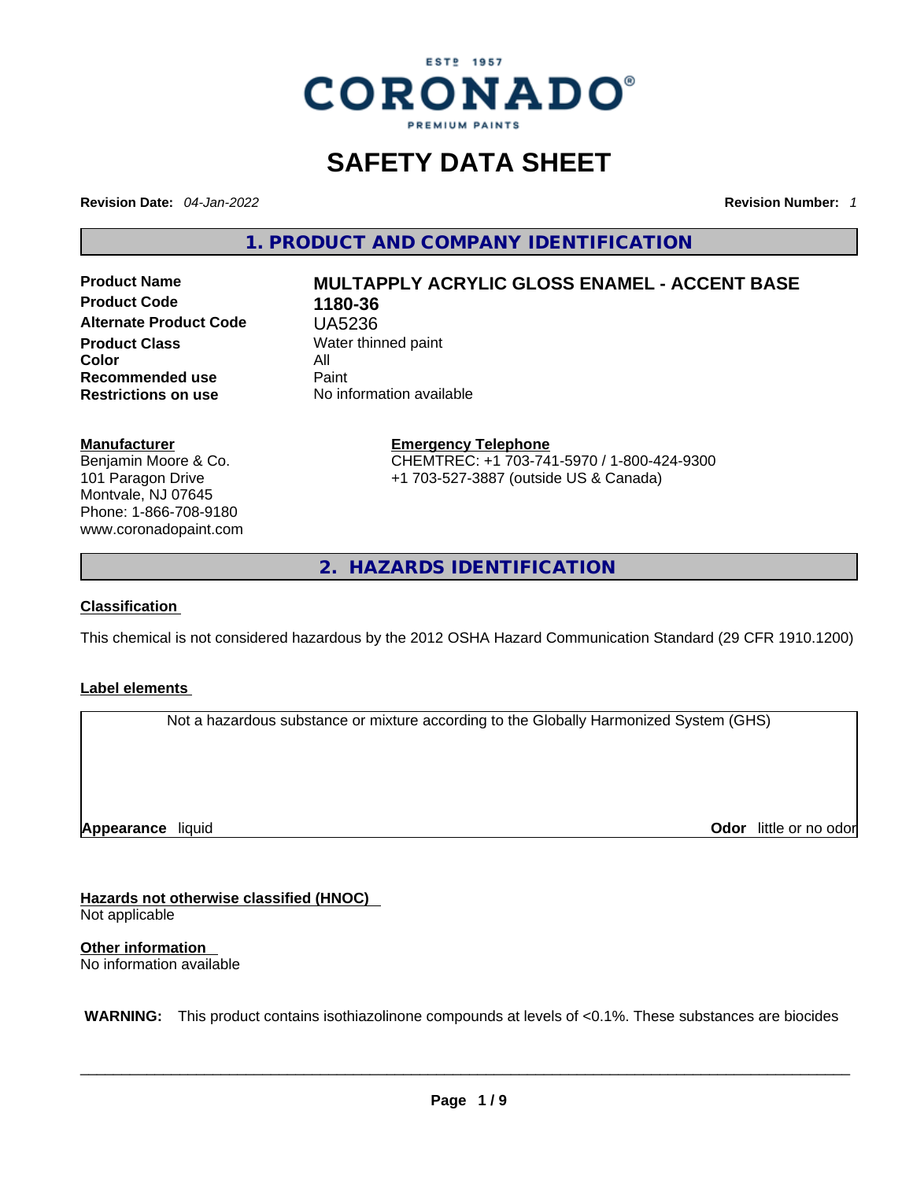CORONADO®
ESTD 1957
PREMIUM PAINTS

# SAFETY DATA SHEET

**Revision Date:** *04-Jan-2022* **Revision Number:** *1*

## 1. PRODUCT AND COMPANY IDENTIFICATION

| | |
|---|---|
| **Product Name** | **MULTAPPLY ACRYLIC GLOSS ENAMEL - ACCENT BASE** |
| **Product Code** | **1180-36** |
| **Alternate Product Code** | UA5236 |
| **Product Class** | Water thinned paint |
| **Color** | All |
| **Recommended use** | Paint |
| **Restrictions on use** | No information available |

**Manufacturer**
Benjamin Moore & Co.
101 Paragon Drive
Montvale, NJ 07645
Phone: 1-866-708-9180
www.coronadopaint.com

**Emergency Telephone**
CHEMTREC: +1 703-741-5970 / 1-800-424-9300
+1 703-527-3887 (outside US & Canada)

## 2. HAZARDS IDENTIFICATION

**Classification**

This chemical is not considered hazardous by the 2012 OSHA Hazard Communication Standard (29 CFR 1910.1200)

**Label elements**

Not a hazardous substance or mixture according to the Globally Harmonized System (GHS)

**Appearance** liquid **Odor** little or no odor

**Hazards not otherwise classified (HNOC)**
Not applicable

**Other information**
No information available

**WARNING:** This product contains isothiazolinone compounds at levels of <0.1%. These substances are biocides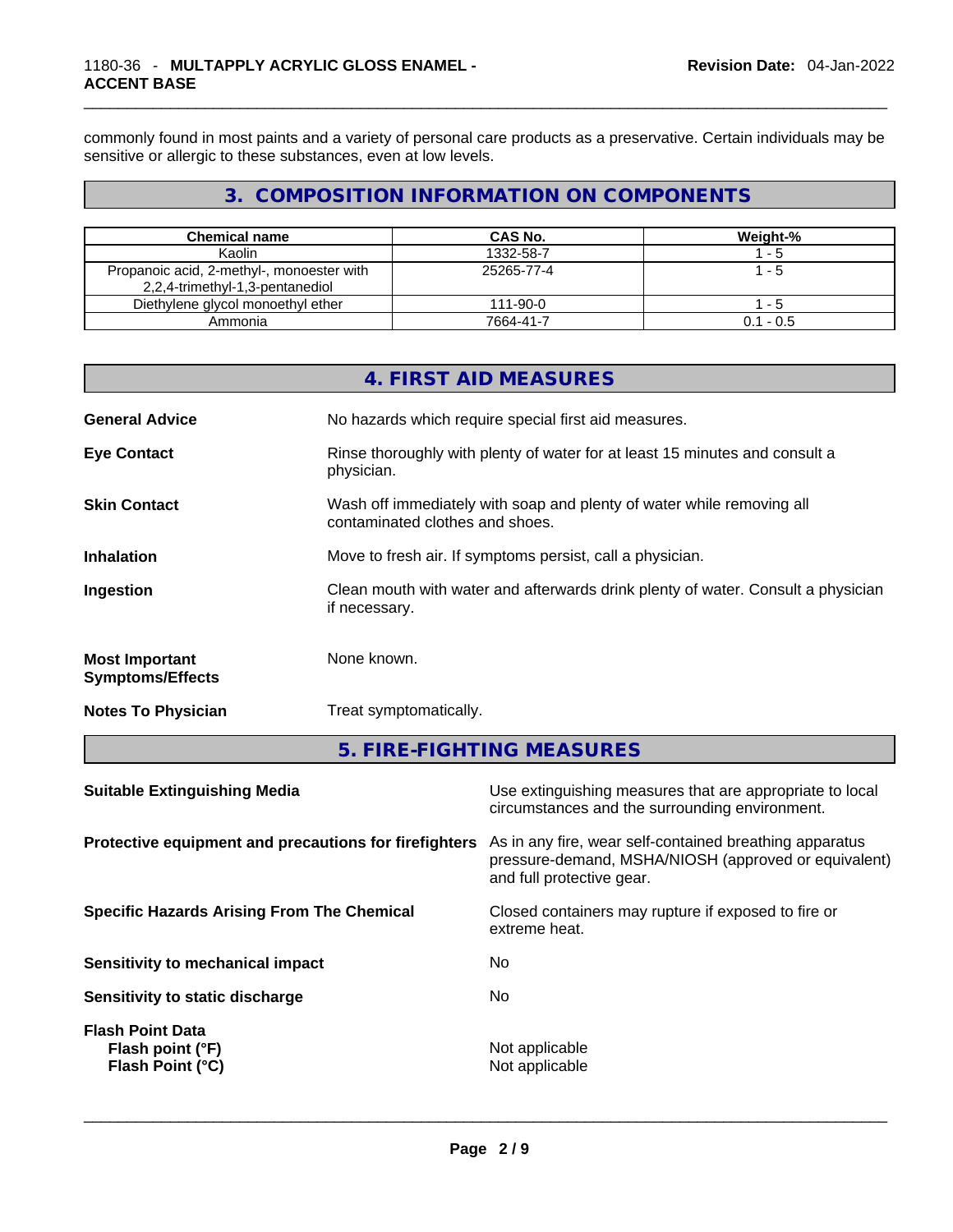commonly found in most paints and a variety of personal care products as a preservative. Certain individuals may be sensitive or allergic to these substances, even at low levels.

## 3. COMPOSITION INFORMATION ON COMPONENTS

| Chemical name | CAS No. | Weight-% |
|---|---|---|
| Kaolin | 1332-58-7 | 1 - 5 |
| Propanoic acid, 2-methyl-, monoester with 2,2,4-trimethyl-1,3-pentanediol | 25265-77-4 | 1 - 5 |
| Diethylene glycol monoethyl ether | 111-90-0 | 1 - 5 |
| Ammonia | 7664-41-7 | 0.1 - 0.5 |

## 4. FIRST AID MEASURES

**General Advice**
No hazards which require special first aid measures.

**Eye Contact**
Rinse thoroughly with plenty of water for at least 15 minutes and consult a physician.

**Skin Contact**
Wash off immediately with soap and plenty of water while removing all contaminated clothes and shoes.

**Inhalation**
Move to fresh air. If symptoms persist, call a physician.

**Ingestion**
Clean mouth with water and afterwards drink plenty of water. Consult a physician if necessary.

**Most Important Symptoms/Effects**
None known.

**Notes To Physician**
Treat symptomatically.

## 5. FIRE-FIGHTING MEASURES

**Suitable Extinguishing Media**
Use extinguishing measures that are appropriate to local circumstances and the surrounding environment.

**Protective equipment and precautions for firefighters**
As in any fire, wear self-contained breathing apparatus pressure-demand, MSHA/NIOSH (approved or equivalent) and full protective gear.

**Specific Hazards Arising From The Chemical**
Closed containers may rupture if exposed to fire or extreme heat.

**Sensitivity to mechanical impact**
No

**Sensitivity to static discharge**
No

**Flash Point Data**
**Flash point (°F)** Not applicable
**Flash Point (°C)** Not applicable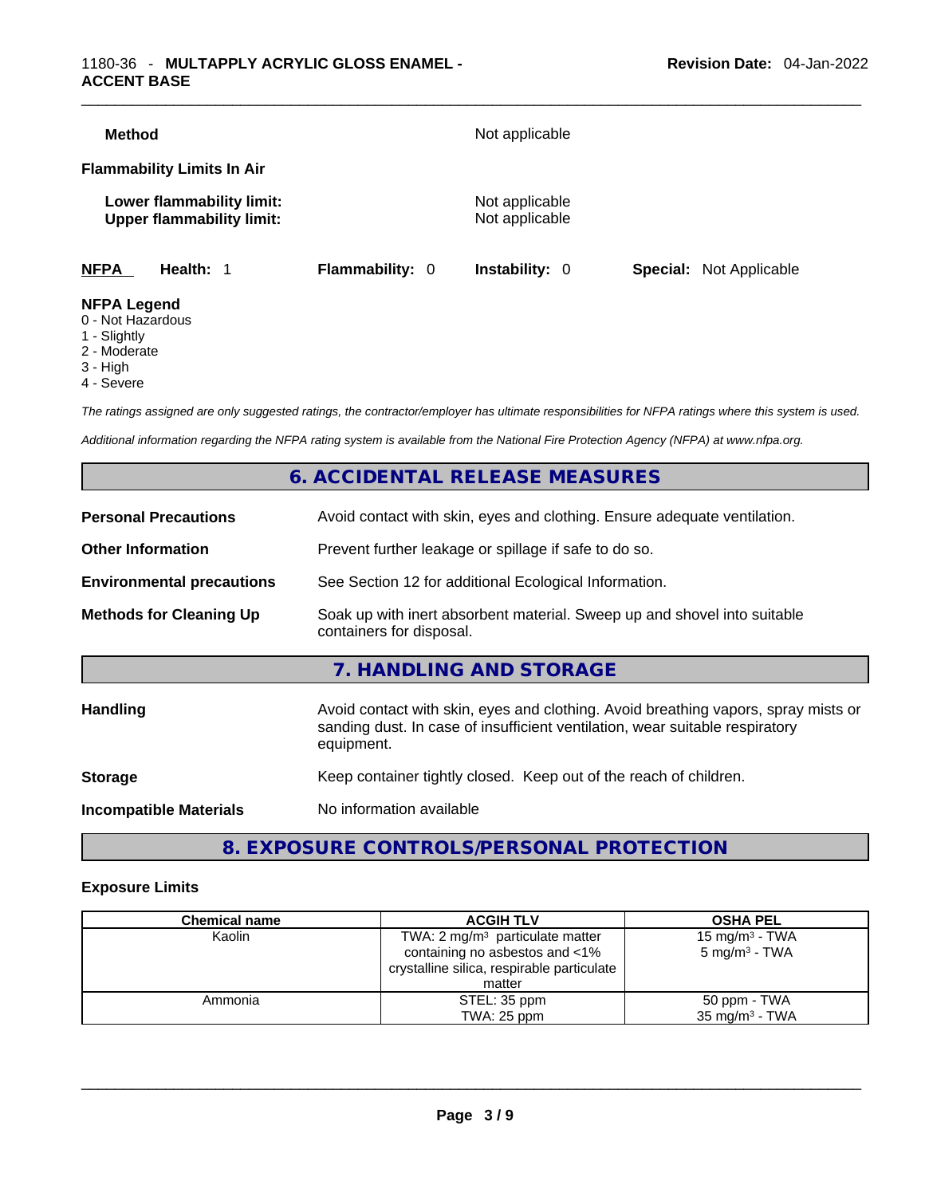**Method** Not applicable

**Flammability Limits In Air**

**Lower flammability limit:** Not applicable
**Upper flammability limit:** Not applicable

**NFPA** **Health:** 1 **Flammability:** 0 **Instability:** 0 **Special:** Not Applicable

**NFPA Legend**
0 - Not Hazardous
1 - Slightly
2 - Moderate
3 - High
4 - Severe

*The ratings assigned are only suggested ratings, the contractor/employer has ultimate responsibilities for NFPA ratings where this system is used.*

*Additional information regarding the NFPA rating system is available from the National Fire Protection Agency (NFPA) at www.nfpa.org.*

## 6. ACCIDENTAL RELEASE MEASURES

**Personal Precautions** Avoid contact with skin, eyes and clothing. Ensure adequate ventilation.

**Other Information** Prevent further leakage or spillage if safe to do so.

**Environmental precautions** See Section 12 for additional Ecological Information.

**Methods for Cleaning Up** Soak up with inert absorbent material. Sweep up and shovel into suitable containers for disposal.

## 7. HANDLING AND STORAGE

**Handling** Avoid contact with skin, eyes and clothing. Avoid breathing vapors, spray mists or sanding dust. In case of insufficient ventilation, wear suitable respiratory equipment.

**Storage** Keep container tightly closed. Keep out of the reach of children.

**Incompatible Materials** No information available

## 8. EXPOSURE CONTROLS/PERSONAL PROTECTION

### Exposure Limits

| Chemical name | ACGIH TLV | OSHA PEL |
| --- | --- | --- |
| Kaolin | TWA: 2 mg/m³ particulate matter containing no asbestos and <1% crystalline silica, respirable particulate matter | 15 mg/m³ - TWA<br>5 mg/m³ - TWA |
| Ammonia | STEL: 35 ppm<br>TWA: 25 ppm | 50 ppm - TWA<br>35 mg/m³ - TWA |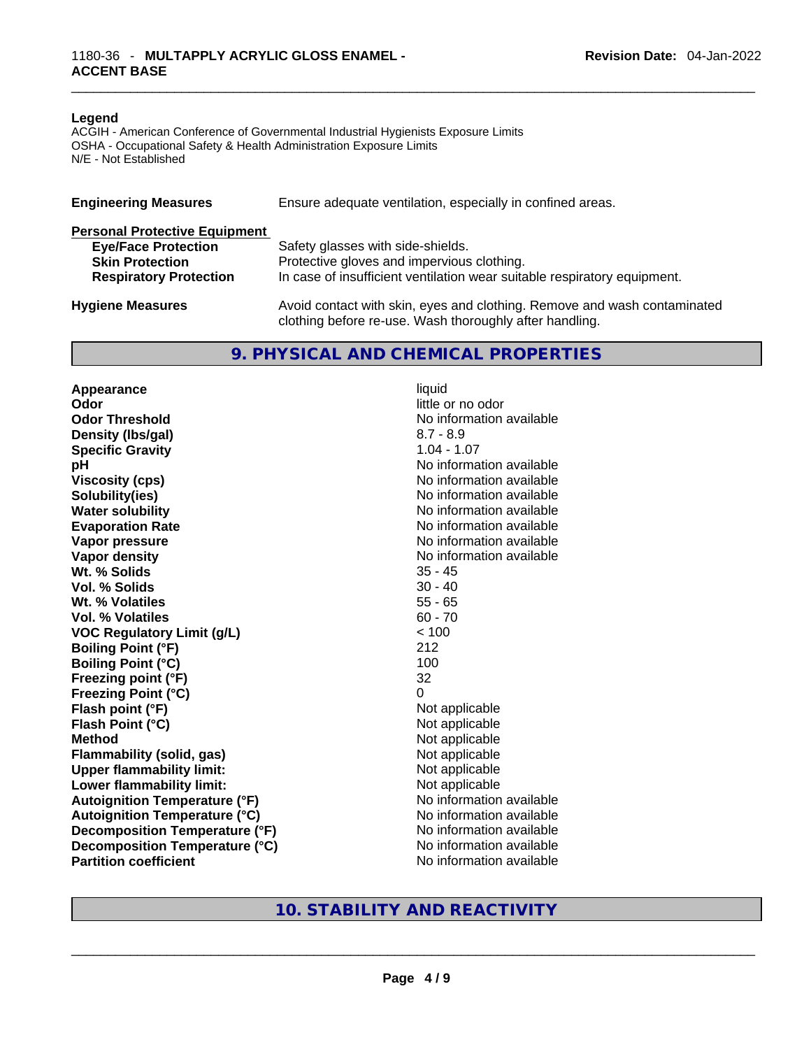**Legend**
ACGIH - American Conference of Governmental Industrial Hygienists Exposure Limits
OSHA - Occupational Safety & Health Administration Exposure Limits
N/E - Not Established

| | |
|---|---|
| **Engineering Measures** | Ensure adequate ventilation, especially in confined areas. |

**Personal Protective Equipment**

| | |
|---|---|
| **Eye/Face Protection** | Safety glasses with side-shields. |
| **Skin Protection** | Protective gloves and impervious clothing. |
| **Respiratory Protection** | In case of insufficient ventilation wear suitable respiratory equipment. |
| **Hygiene Measures** | Avoid contact with skin, eyes and clothing. Remove and wash contaminated clothing before re-use. Wash thoroughly after handling. |

## 9. PHYSICAL AND CHEMICAL PROPERTIES

| | |
|---|---|
| **Appearance** | liquid |
| **Odor** | little or no odor |
| **Odor Threshold** | No information available |
| **Density (lbs/gal)** | 8.7 - 8.9 |
| **Specific Gravity** | 1.04 - 1.07 |
| **pH** | No information available |
| **Viscosity (cps)** | No information available |
| **Solubility(ies)** | No information available |
| **Water solubility** | No information available |
| **Evaporation Rate** | No information available |
| **Vapor pressure** | No information available |
| **Vapor density** | No information available |
| **Wt. % Solids** | 35 - 45 |
| **Vol. % Solids** | 30 - 40 |
| **Wt. % Volatiles** | 55 - 65 |
| **Vol. % Volatiles** | 60 - 70 |
| **VOC Regulatory Limit (g/L)** | < 100 |
| **Boiling Point (°F)** | 212 |
| **Boiling Point (°C)** | 100 |
| **Freezing point (°F)** | 32 |
| **Freezing Point (°C)** | 0 |
| **Flash point (°F)** | Not applicable |
| **Flash Point (°C)** | Not applicable |
| **Method** | Not applicable |
| **Flammability (solid, gas)** | Not applicable |
| **Upper flammability limit:** | Not applicable |
| **Lower flammability limit:** | Not applicable |
| **Autoignition Temperature (°F)** | No information available |
| **Autoignition Temperature (°C)** | No information available |
| **Decomposition Temperature (°F)** | No information available |
| **Decomposition Temperature (°C)** | No information available |
| **Partition coefficient** | No information available |

## 10. STABILITY AND REACTIVITY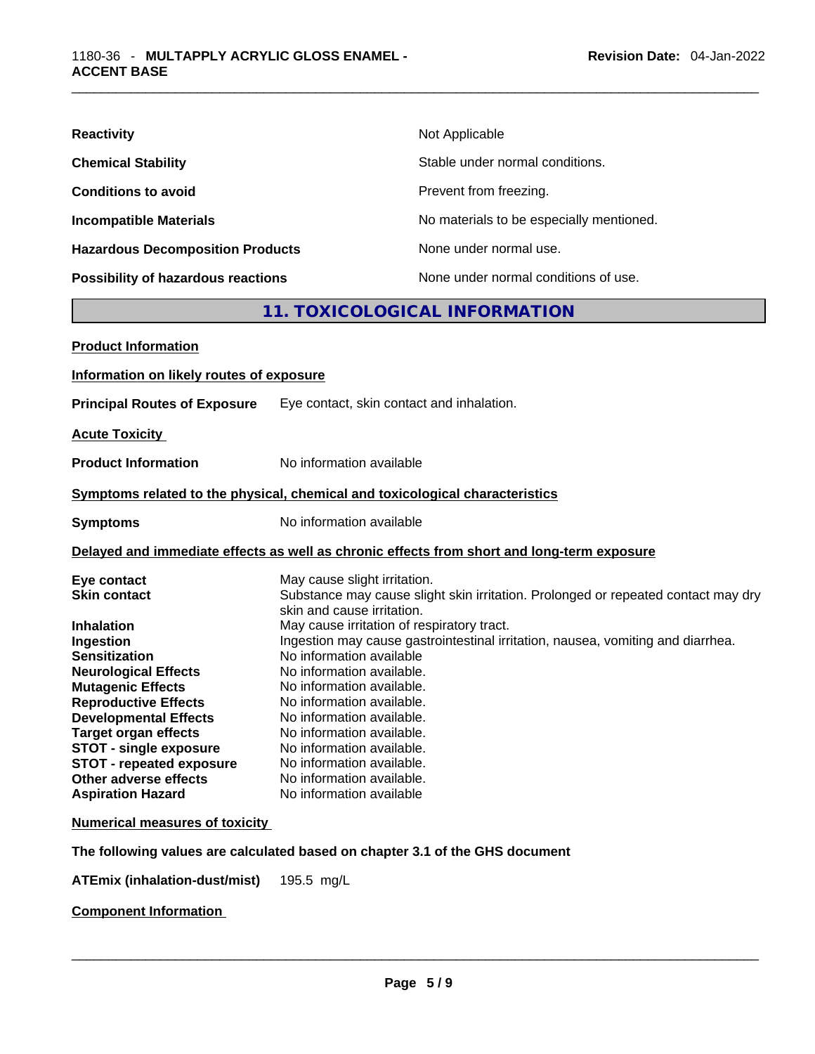| | |
|---|---|
| **Reactivity** | Not Applicable |
| **Chemical Stability** | Stable under normal conditions. |
| **Conditions to avoid** | Prevent from freezing. |
| **Incompatible Materials** | No materials to be especially mentioned. |
| **Hazardous Decomposition Products** | None under normal use. |
| **Possibility of hazardous reactions** | None under normal conditions of use. |

## 11. TOXICOLOGICAL INFORMATION

**Product Information**

**Information on likely routes of exposure**

**Principal Routes of Exposure** Eye contact, skin contact and inhalation.

**Acute Toxicity**

**Product Information** No information available

**Symptoms related to the physical, chemical and toxicological characteristics**

**Symptoms** No information available

**Delayed and immediate effects as well as chronic effects from short and long-term exposure**

| | |
|---|---|
| **Eye contact** | May cause slight irritation. |
| **Skin contact** | Substance may cause slight skin irritation. Prolonged or repeated contact may dry skin and cause irritation. |
| **Inhalation** | May cause irritation of respiratory tract. |
| **Ingestion** | Ingestion may cause gastrointestinal irritation, nausea, vomiting and diarrhea. |
| **Sensitization** | No information available |
| **Neurological Effects** | No information available. |
| **Mutagenic Effects** | No information available. |
| **Reproductive Effects** | No information available. |
| **Developmental Effects** | No information available. |
| **Target organ effects** | No information available. |
| **STOT - single exposure** | No information available. |
| **STOT - repeated exposure** | No information available. |
| **Other adverse effects** | No information available. |
| **Aspiration Hazard** | No information available |

**Numerical measures of toxicity**

**The following values are calculated based on chapter 3.1 of the GHS document**

**ATEmix (inhalation-dust/mist)** 195.5 mg/L

**Component Information**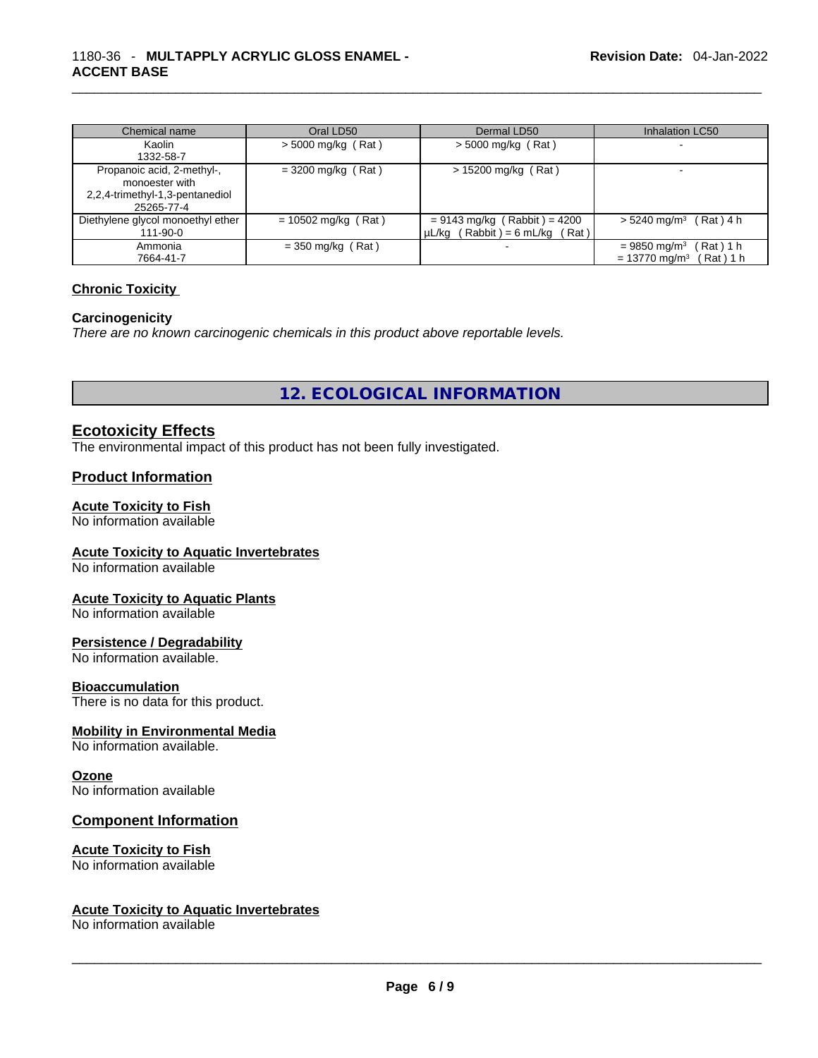| Chemical name | Oral LD50 | Dermal LD50 | Inhalation LC50 |
|---|---|---|---|
| Kaolin<br>1332-58-7 | > 5000 mg/kg ( Rat ) | > 5000 mg/kg ( Rat ) | - |
| Propanoic acid, 2-methyl-, monoester with 2,2,4-trimethyl-1,3-pentanediol<br>25265-77-4 | = 3200 mg/kg ( Rat ) | > 15200 mg/kg ( Rat ) | - |
| Diethylene glycol monoethyl ether<br>111-90-0 | = 10502 mg/kg ( Rat ) | = 9143 mg/kg ( Rabbit ) = 4200 µL/kg ( Rabbit ) = 6 mL/kg ( Rat ) | > 5240 mg/m³ ( Rat ) 4 h |
| Ammonia<br>7664-41-7 | = 350 mg/kg ( Rat ) | - | = 9850 mg/m³ ( Rat ) 1 h<br>= 13770 mg/m³ ( Rat ) 1 h |

**Chronic Toxicity**

**Carcinogenicity**

*There are no known carcinogenic chemicals in this product above reportable levels.*

## 12. ECOLOGICAL INFORMATION

### Ecotoxicity Effects

The environmental impact of this product has not been fully investigated.

### Product Information

**Acute Toxicity to Fish**
No information available

**Acute Toxicity to Aquatic Invertebrates**
No information available

**Acute Toxicity to Aquatic Plants**
No information available

**Persistence / Degradability**
No information available.

**Bioaccumulation**
There is no data for this product.

**Mobility in Environmental Media**
No information available.

**Ozone**
No information available

### Component Information

**Acute Toxicity to Fish**
No information available

**Acute Toxicity to Aquatic Invertebrates**
No information available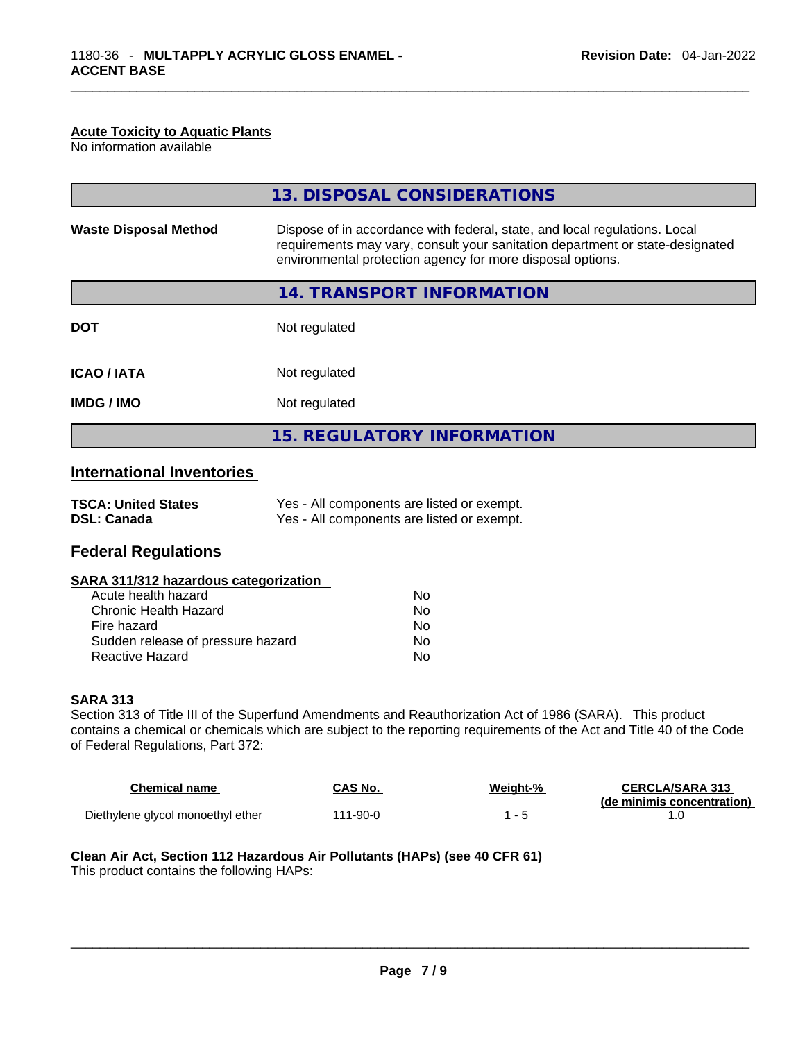#### Acute Toxicity to Aquatic Plants

No information available

## 13. DISPOSAL CONSIDERATIONS

| | |
|---|---|
| **Waste Disposal Method** | Dispose of in accordance with federal, state, and local regulations. Local requirements may vary, consult your sanitation department or state-designated environmental protection agency for more disposal options. |

## 14. TRANSPORT INFORMATION

| | |
|---|---|
| **DOT** | Not regulated |
| **ICAO / IATA** | Not regulated |
| **IMDG / IMO** | Not regulated |

## 15. REGULATORY INFORMATION

### International Inventories

| | |
|---|---|
| **TSCA: United States** | Yes - All components are listed or exempt. |
| **DSL: Canada** | Yes - All components are listed or exempt. |

### Federal Regulations

#### SARA 311/312 hazardous categorization

| | |
|---|---|
| Acute health hazard | No |
| Chronic Health Hazard | No |
| Fire hazard | No |
| Sudden release of pressure hazard | No |
| Reactive Hazard | No |

#### SARA 313

Section 313 of Title III of the Superfund Amendments and Reauthorization Act of 1986 (SARA). This product contains a chemical or chemicals which are subject to the reporting requirements of the Act and Title 40 of the Code of Federal Regulations, Part 372:

| Chemical name | CAS No. | Weight-% | CERCLA/SARA 313 (de minimis concentration) |
|---|---|---|---|
| Diethylene glycol monoethyl ether | 111-90-0 | 1 - 5 | 1.0 |

#### Clean Air Act, Section 112 Hazardous Air Pollutants (HAPs) (see 40 CFR 61)

This product contains the following HAPs: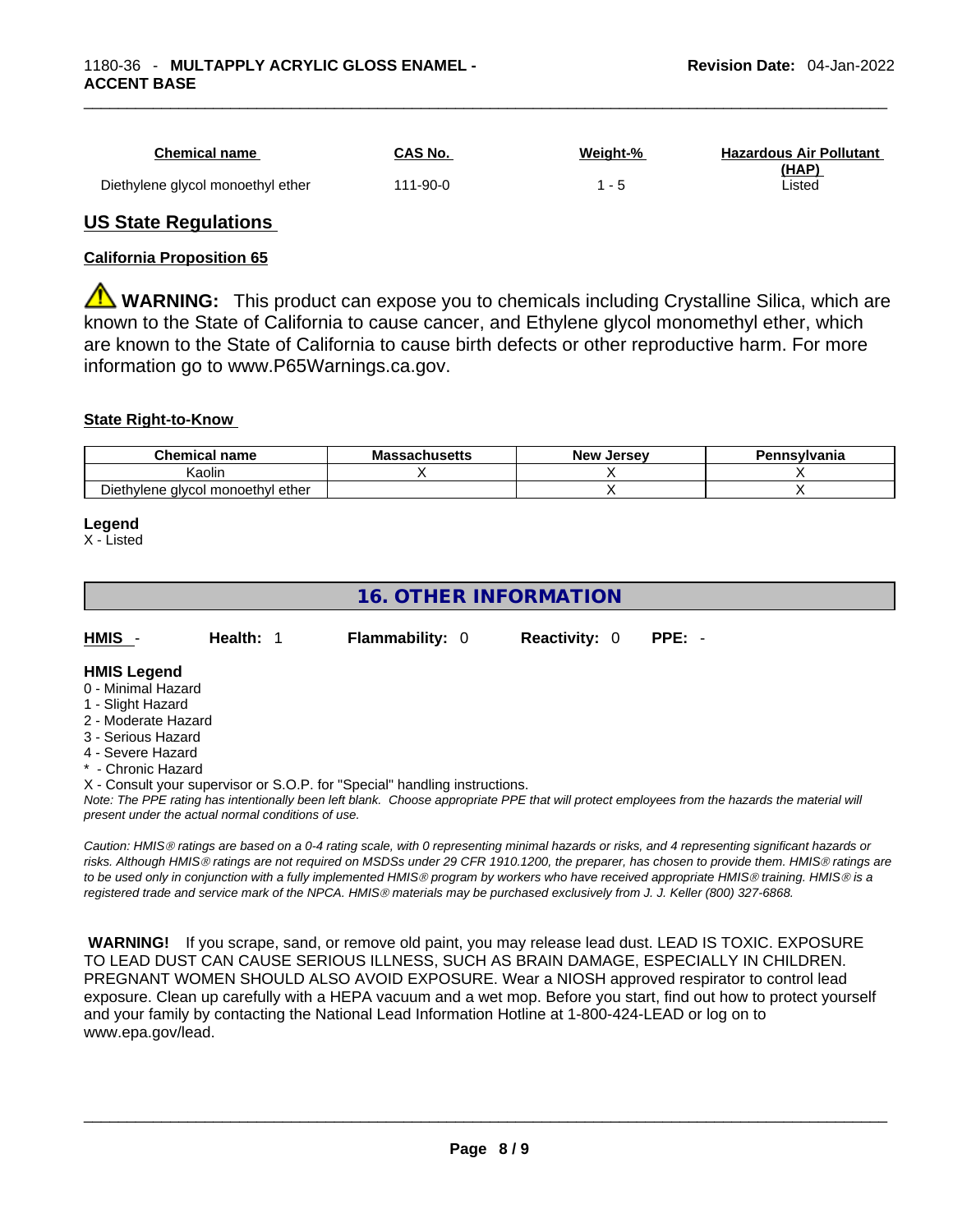| Chemical name | CAS No. | Weight-% | Hazardous Air Pollutant (HAP) |
|---|---|---|---|
| Diethylene glycol monoethyl ether | 111-90-0 | 1 - 5 | Listed |

## US State Regulations

### California Proposition 65

**WARNING:** This product can expose you to chemicals including Crystalline Silica, which are known to the State of California to cause cancer, and Ethylene glycol monomethyl ether, which are known to the State of California to cause birth defects or other reproductive harm. For more information go to www.P65Warnings.ca.gov.

### State Right-to-Know

| Chemical name | Massachusetts | New Jersey | Pennsylvania |
|---|---|---|---|
| Kaolin | X | X | X |
| Diethylene glycol monoethyl ether | | X | X |

**Legend**

X - Listed

## 16. OTHER INFORMATION

**HMIS** - **Health:** 1 **Flammability:** 0 **Reactivity:** 0 **PPE:** -

**HMIS Legend**

0 - Minimal Hazard
1 - Slight Hazard
2 - Moderate Hazard
3 - Serious Hazard
4 - Severe Hazard
* - Chronic Hazard
X - Consult your supervisor or S.O.P. for "Special" handling instructions.

*Note: The PPE rating has intentionally been left blank. Choose appropriate PPE that will protect employees from the hazards the material will present under the actual normal conditions of use.*

*Caution: HMIS® ratings are based on a 0-4 rating scale, with 0 representing minimal hazards or risks, and 4 representing significant hazards or risks. Although HMIS® ratings are not required on MSDSs under 29 CFR 1910.1200, the preparer, has chosen to provide them. HMIS® ratings are to be used only in conjunction with a fully implemented HMIS® program by workers who have received appropriate HMIS® training. HMIS® is a registered trade and service mark of the NPCA. HMIS® materials may be purchased exclusively from J. J. Keller (800) 327-6868.*

**WARNING!** If you scrape, sand, or remove old paint, you may release lead dust. LEAD IS TOXIC. EXPOSURE TO LEAD DUST CAN CAUSE SERIOUS ILLNESS, SUCH AS BRAIN DAMAGE, ESPECIALLY IN CHILDREN. PREGNANT WOMEN SHOULD ALSO AVOID EXPOSURE. Wear a NIOSH approved respirator to control lead exposure. Clean up carefully with a HEPA vacuum and a wet mop. Before you start, find out how to protect yourself and your family by contacting the National Lead Information Hotline at 1-800-424-LEAD or log on to www.epa.gov/lead.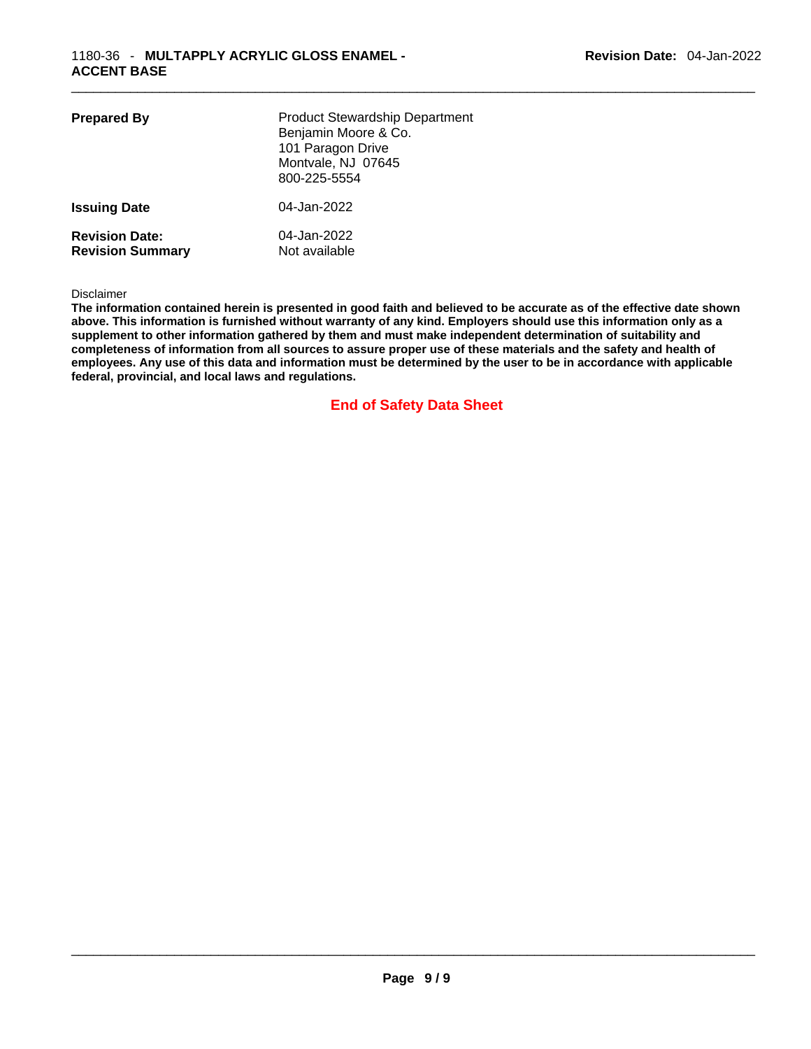| | |
|---|---|
| **Prepared By** | Product Stewardship Department<br>Benjamin Moore & Co.<br>101 Paragon Drive<br>Montvale, NJ 07645<br>800-225-5554 |
| **Issuing Date** | 04-Jan-2022 |
| **Revision Date:** | 04-Jan-2022 |
| **Revision Summary** | Not available |

Disclaimer

**The information contained herein is presented in good faith and believed to be accurate as of the effective date shown above. This information is furnished without warranty of any kind. Employers should use this information only as a supplement to other information gathered by them and must make independent determination of suitability and completeness of information from all sources to assure proper use of these materials and the safety and health of employees. Any use of this data and information must be determined by the user to be in accordance with applicable federal, provincial, and local laws and regulations.**

**End of Safety Data Sheet**